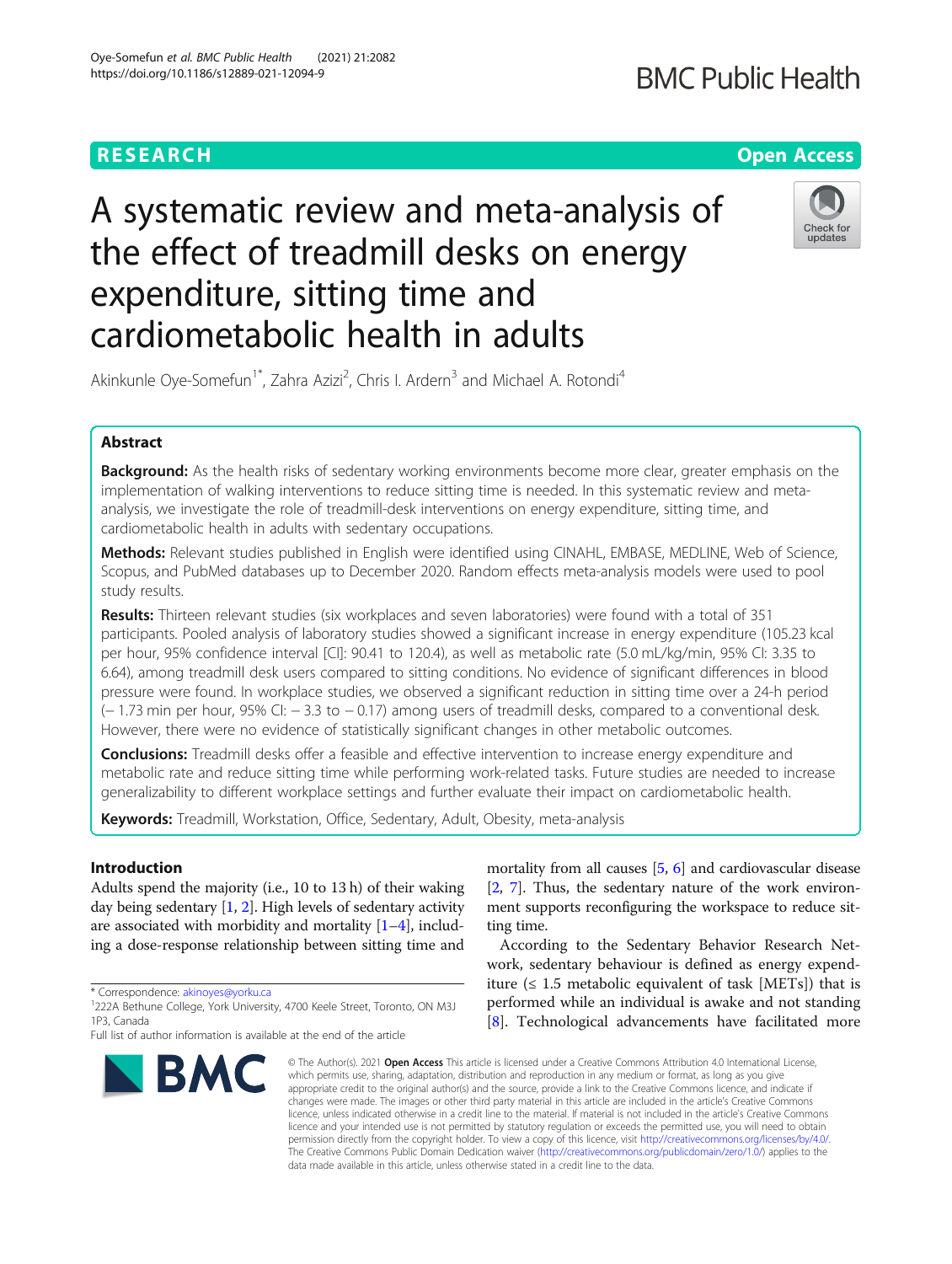# A systematic review and meta-analysis of the effect of treadmill desks on energy expenditure, sitting time and cardiometabolic health in adults

Akinkunle Oye-Somefun[1*], Zahra Azizi[2], Chris I. Ardern[3] and Michael A. Rotondi[4]

## Abstract

**Background:** As the health risks of sedentary working environments become more clear, greater emphasis on the implementation of walking interventions to reduce sitting time is needed. In this systematic review and meta-analysis, we investigate the role of treadmill-desk interventions on energy expenditure, sitting time, and cardiometabolic health in adults with sedentary occupations.

**Methods:** Relevant studies published in English were identified using CINAHL, EMBASE, MEDLINE, Web of Science, Scopus, and PubMed databases up to December 2020. Random effects meta-analysis models were used to pool study results.

**Results:** Thirteen relevant studies (six workplaces and seven laboratories) were found with a total of 351 participants. Pooled analysis of laboratory studies showed a significant increase in energy expenditure (105.23 kcal per hour, 95% confidence interval [CI]: 90.41 to 120.4), as well as metabolic rate (5.0 mL/kg/min, 95% CI: 3.35 to 6.64), among treadmill desk users compared to sitting conditions. No evidence of significant differences in blood pressure were found. In workplace studies, we observed a significant reduction in sitting time over a 24-h period (− 1.73 min per hour, 95% CI: − 3.3 to − 0.17) among users of treadmill desks, compared to a conventional desk. However, there were no evidence of statistically significant changes in other metabolic outcomes.

**Conclusions:** Treadmill desks offer a feasible and effective intervention to increase energy expenditure and metabolic rate and reduce sitting time while performing work-related tasks. Future studies are needed to increase generalizability to different workplace settings and further evaluate their impact on cardiometabolic health.

**Keywords:** Treadmill, Workstation, Office, Sedentary, Adult, Obesity, meta-analysis

## Introduction

Adults spend the majority (i.e., 10 to 13 h) of their waking day being sedentary [1, 2]. High levels of sedentary activity are associated with morbidity and mortality [1–4], including a dose-response relationship between sitting time and mortality from all causes [5, 6] and cardiovascular disease [2, 7]. Thus, the sedentary nature of the work environment supports reconfiguring the workspace to reduce sitting time.

According to the Sedentary Behavior Research Network, sedentary behaviour is defined as energy expenditure (≤ 1.5 metabolic equivalent of task [METs]) that is performed while an individual is awake and not standing [8]. Technological advancements have facilitated more

\* Correspondence: akinoyes@yorku.ca
[1]222A Bethune College, York University, 4700 Keele Street, Toronto, ON M3J 1P3, Canada
Full list of author information is available at the end of the article

© The Author(s). 2021 **Open Access** This article is licensed under a Creative Commons Attribution 4.0 International License, which permits use, sharing, adaptation, distribution and reproduction in any medium or format, as long as you give appropriate credit to the original author(s) and the source, provide a link to the Creative Commons licence, and indicate if changes were made. The images or other third party material in this article are included in the article's Creative Commons licence, unless indicated otherwise in a credit line to the material. If material is not included in the article's Creative Commons licence and your intended use is not permitted by statutory regulation or exceeds the permitted use, you will need to obtain permission directly from the copyright holder. To view a copy of this licence, visit http://creativecommons.org/licenses/by/4.0/. The Creative Commons Public Domain Dedication waiver (http://creativecommons.org/publicdomain/zero/1.0/) applies to the data made available in this article, unless otherwise stated in a credit line to the data.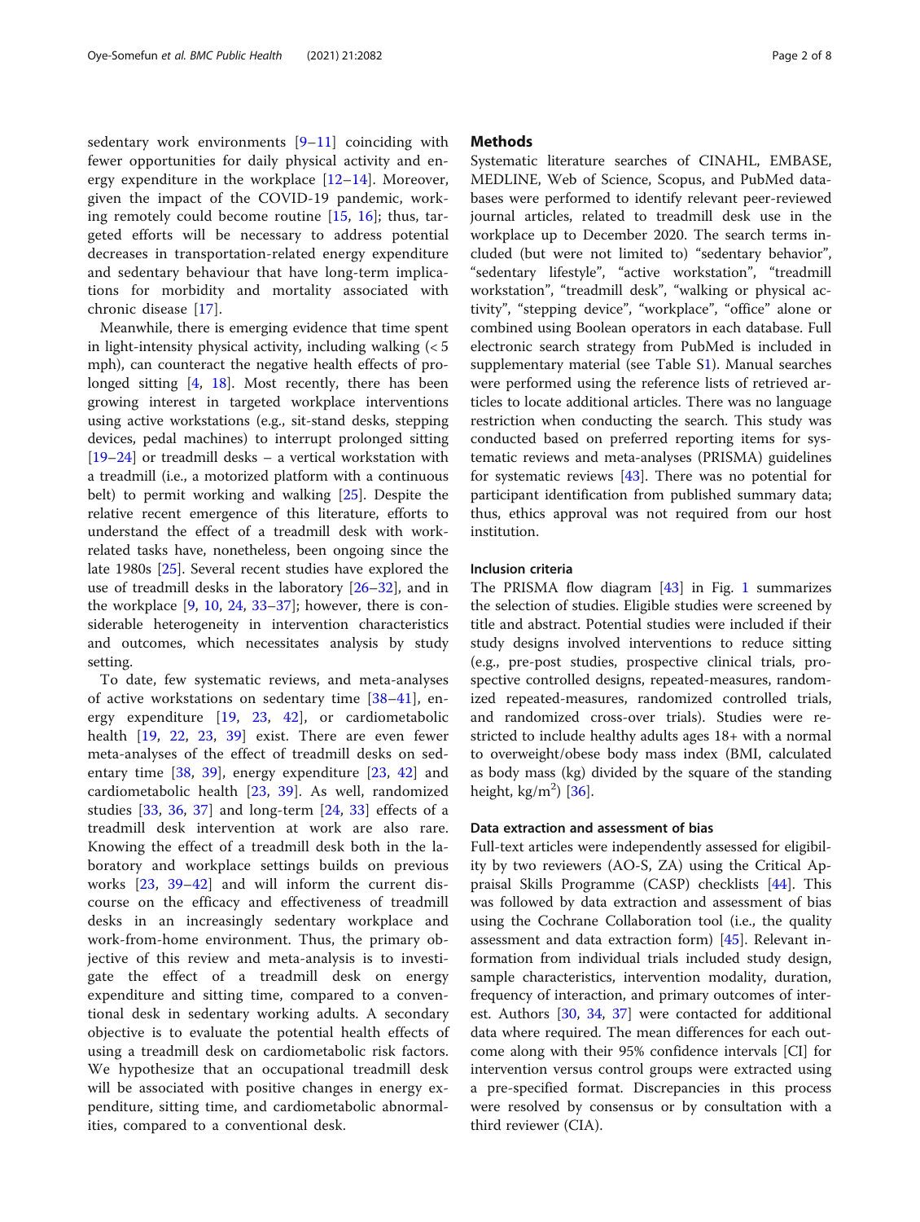sedentary work environments [9–11] coinciding with fewer opportunities for daily physical activity and energy expenditure in the workplace [12–14]. Moreover, given the impact of the COVID-19 pandemic, working remotely could become routine [15, 16]; thus, targeted efforts will be necessary to address potential decreases in transportation-related energy expenditure and sedentary behaviour that have long-term implications for morbidity and mortality associated with chronic disease [17].

Meanwhile, there is emerging evidence that time spent in light-intensity physical activity, including walking (< 5 mph), can counteract the negative health effects of prolonged sitting [4, 18]. Most recently, there has been growing interest in targeted workplace interventions using active workstations (e.g., sit-stand desks, stepping devices, pedal machines) to interrupt prolonged sitting [19–24] or treadmill desks – a vertical workstation with a treadmill (i.e., a motorized platform with a continuous belt) to permit working and walking [25]. Despite the relative recent emergence of this literature, efforts to understand the effect of a treadmill desk with work-related tasks have, nonetheless, been ongoing since the late 1980s [25]. Several recent studies have explored the use of treadmill desks in the laboratory [26–32], and in the workplace [9, 10, 24, 33–37]; however, there is considerable heterogeneity in intervention characteristics and outcomes, which necessitates analysis by study setting.

To date, few systematic reviews, and meta-analyses of active workstations on sedentary time [38–41], energy expenditure [19, 23, 42], or cardiometabolic health [19, 22, 23, 39] exist. There are even fewer meta-analyses of the effect of treadmill desks on sedentary time [38, 39], energy expenditure [23, 42] and cardiometabolic health [23, 39]. As well, randomized studies [33, 36, 37] and long-term [24, 33] effects of a treadmill desk intervention at work are also rare. Knowing the effect of a treadmill desk both in the laboratory and workplace settings builds on previous works [23, 39–42] and will inform the current discourse on the efficacy and effectiveness of treadmill desks in an increasingly sedentary workplace and work-from-home environment. Thus, the primary objective of this review and meta-analysis is to investigate the effect of a treadmill desk on energy expenditure and sitting time, compared to a conventional desk in sedentary working adults. A secondary objective is to evaluate the potential health effects of using a treadmill desk on cardiometabolic risk factors. We hypothesize that an occupational treadmill desk will be associated with positive changes in energy expenditure, sitting time, and cardiometabolic abnormalities, compared to a conventional desk.

## Methods

Systematic literature searches of CINAHL, EMBASE, MEDLINE, Web of Science, Scopus, and PubMed databases were performed to identify relevant peer-reviewed journal articles, related to treadmill desk use in the workplace up to December 2020. The search terms included (but were not limited to) "sedentary behavior", "sedentary lifestyle", "active workstation", "treadmill workstation", "treadmill desk", "walking or physical activity", "stepping device", "workplace", "office" alone or combined using Boolean operators in each database. Full electronic search strategy from PubMed is included in supplementary material (see Table S1). Manual searches were performed using the reference lists of retrieved articles to locate additional articles. There was no language restriction when conducting the search. This study was conducted based on preferred reporting items for systematic reviews and meta-analyses (PRISMA) guidelines for systematic reviews [43]. There was no potential for participant identification from published summary data; thus, ethics approval was not required from our host institution.

### Inclusion criteria

The PRISMA flow diagram [43] in Fig. 1 summarizes the selection of studies. Eligible studies were screened by title and abstract. Potential studies were included if their study designs involved interventions to reduce sitting (e.g., pre-post studies, prospective clinical trials, prospective controlled designs, repeated-measures, randomized repeated-measures, randomized controlled trials, and randomized cross-over trials). Studies were restricted to include healthy adults ages 18+ with a normal to overweight/obese body mass index (BMI, calculated as body mass (kg) divided by the square of the standing height, $kg/m^2$) [36].

### Data extraction and assessment of bias

Full-text articles were independently assessed for eligibility by two reviewers (AO-S, ZA) using the Critical Appraisal Skills Programme (CASP) checklists [44]. This was followed by data extraction and assessment of bias using the Cochrane Collaboration tool (i.e., the quality assessment and data extraction form) [45]. Relevant information from individual trials included study design, sample characteristics, intervention modality, duration, frequency of interaction, and primary outcomes of interest. Authors [30, 34, 37] were contacted for additional data where required. The mean differences for each outcome along with their 95% confidence intervals [CI] for intervention versus control groups were extracted using a pre-specified format. Discrepancies in this process were resolved by consensus or by consultation with a third reviewer (CIA).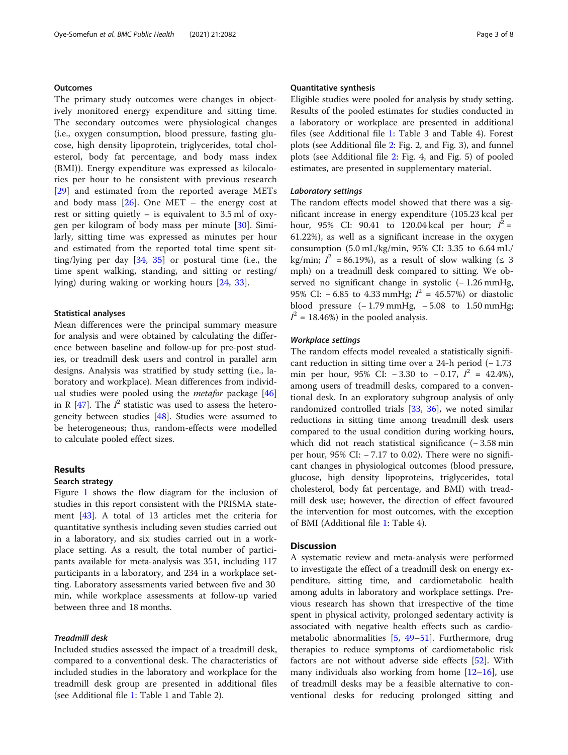### Outcomes

The primary study outcomes were changes in objectively monitored energy expenditure and sitting time. The secondary outcomes were physiological changes (i.e., oxygen consumption, blood pressure, fasting glucose, high density lipoprotein, triglycerides, total cholesterol, body fat percentage, and body mass index (BMI)). Energy expenditure was expressed as kilocalories per hour to be consistent with previous research [29] and estimated from the reported average METs and body mass [26]. One MET – the energy cost at rest or sitting quietly – is equivalent to 3.5 ml of oxygen per kilogram of body mass per minute [30]. Similarly, sitting time was expressed as minutes per hour and estimated from the reported total time spent sitting/lying per day [34, 35] or postural time (i.e., the time spent walking, standing, and sitting or resting/lying) during waking or working hours [24, 33].

### Statistical analyses

Mean differences were the principal summary measure for analysis and were obtained by calculating the difference between baseline and follow-up for pre-post studies, or treadmill desk users and control in parallel arm designs. Results were stratified by study setting (i.e., laboratory and workplace). Mean differences from individual studies were pooled using the *metafor* package [46] in R [47]. The $I^2$ statistic was used to assess the heterogeneity between studies [48]. Studies were assumed to be heterogeneous; thus, random-effects were modelled to calculate pooled effect sizes.

## Results

### Search strategy

Figure 1 shows the flow diagram for the inclusion of studies in this report consistent with the PRISMA statement [43]. A total of 13 articles met the criteria for quantitative synthesis including seven studies carried out in a laboratory, and six studies carried out in a workplace setting. As a result, the total number of participants available for meta-analysis was 351, including 117 participants in a laboratory, and 234 in a workplace setting. Laboratory assessments varied between five and 30 min, while workplace assessments at follow-up varied between three and 18 months.

#### *Treadmill desk*

Included studies assessed the impact of a treadmill desk, compared to a conventional desk. The characteristics of included studies in the laboratory and workplace for the treadmill desk group are presented in additional files (see Additional file 1: Table 1 and Table 2).

### Quantitative synthesis

Eligible studies were pooled for analysis by study setting. Results of the pooled estimates for studies conducted in a laboratory or workplace are presented in additional files (see Additional file 1: Table 3 and Table 4). Forest plots (see Additional file 2: Fig. 2, and Fig. 3), and funnel plots (see Additional file 2: Fig. 4, and Fig. 5) of pooled estimates, are presented in supplementary material.

#### *Laboratory settings*

The random effects model showed that there was a significant increase in energy expenditure (105.23 kcal per hour, 95% CI: 90.41 to 120.04 kcal per hour; $I^2$ = 61.22%), as well as a significant increase in the oxygen consumption (5.0 mL/kg/min, 95% CI: 3.35 to 6.64 mL/kg/min; $I^2$ = 86.19%), as a result of slow walking (≤ 3 mph) on a treadmill desk compared to sitting. We observed no significant change in systolic (− 1.26 mmHg, 95% CI: − 6.85 to 4.33 mmHg; $I^2$ = 45.57%) or diastolic blood pressure (− 1.79 mmHg, − 5.08 to 1.50 mmHg; $I^2$ = 18.46%) in the pooled analysis.

#### *Workplace settings*

The random effects model revealed a statistically significant reduction in sitting time over a 24-h period (− 1.73 min per hour, 95% CI: − 3.30 to − 0.17, $I^2$ = 42.4%), among users of treadmill desks, compared to a conventional desk. In an exploratory subgroup analysis of only randomized controlled trials [33, 36], we noted similar reductions in sitting time among treadmill desk users compared to the usual condition during working hours, which did not reach statistical significance (− 3.58 min per hour, 95% CI: − 7.17 to 0.02). There were no significant changes in physiological outcomes (blood pressure, glucose, high density lipoproteins, triglycerides, total cholesterol, body fat percentage, and BMI) with treadmill desk use; however, the direction of effect favoured the intervention for most outcomes, with the exception of BMI (Additional file 1: Table 4).

## Discussion

A systematic review and meta-analysis were performed to investigate the effect of a treadmill desk on energy expenditure, sitting time, and cardiometabolic health among adults in laboratory and workplace settings. Previous research has shown that irrespective of the time spent in physical activity, prolonged sedentary activity is associated with negative health effects such as cardiometabolic abnormalities [5, 49–51]. Furthermore, drug therapies to reduce symptoms of cardiometabolic risk factors are not without adverse side effects [52]. With many individuals also working from home [12–16], use of treadmill desks may be a feasible alternative to conventional desks for reducing prolonged sitting and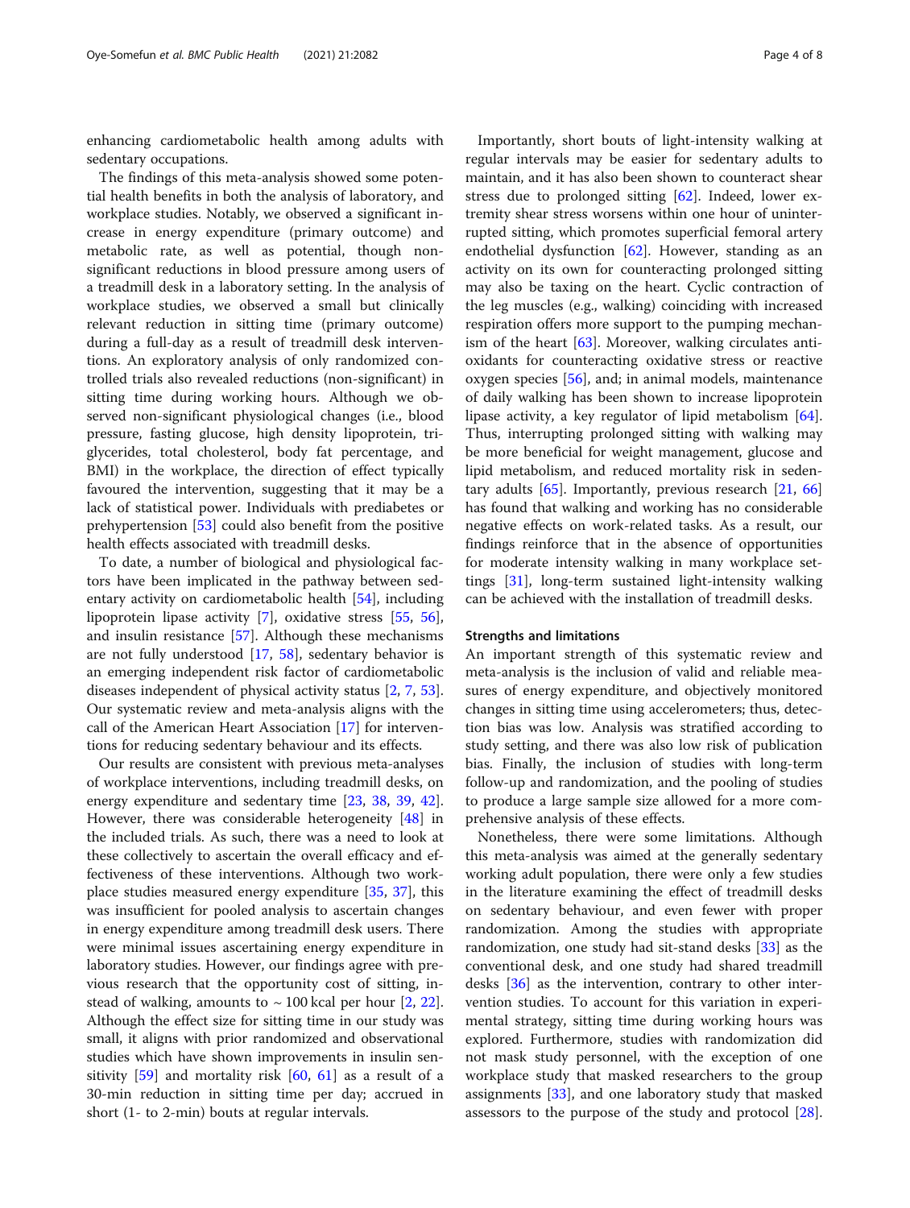enhancing cardiometabolic health among adults with sedentary occupations.

The findings of this meta-analysis showed some potential health benefits in both the analysis of laboratory, and workplace studies. Notably, we observed a significant increase in energy expenditure (primary outcome) and metabolic rate, as well as potential, though non-significant reductions in blood pressure among users of a treadmill desk in a laboratory setting. In the analysis of workplace studies, we observed a small but clinically relevant reduction in sitting time (primary outcome) during a full-day as a result of treadmill desk interventions. An exploratory analysis of only randomized controlled trials also revealed reductions (non-significant) in sitting time during working hours. Although we observed non-significant physiological changes (i.e., blood pressure, fasting glucose, high density lipoprotein, triglycerides, total cholesterol, body fat percentage, and BMI) in the workplace, the direction of effect typically favoured the intervention, suggesting that it may be a lack of statistical power. Individuals with prediabetes or prehypertension [53] could also benefit from the positive health effects associated with treadmill desks.

To date, a number of biological and physiological factors have been implicated in the pathway between sedentary activity on cardiometabolic health [54], including lipoprotein lipase activity [7], oxidative stress [55, 56], and insulin resistance [57]. Although these mechanisms are not fully understood [17, 58], sedentary behavior is an emerging independent risk factor of cardiometabolic diseases independent of physical activity status [2, 7, 53]. Our systematic review and meta-analysis aligns with the call of the American Heart Association [17] for interventions for reducing sedentary behaviour and its effects.

Our results are consistent with previous meta-analyses of workplace interventions, including treadmill desks, on energy expenditure and sedentary time [23, 38, 39, 42]. However, there was considerable heterogeneity [48] in the included trials. As such, there was a need to look at these collectively to ascertain the overall efficacy and effectiveness of these interventions. Although two workplace studies measured energy expenditure [35, 37], this was insufficient for pooled analysis to ascertain changes in energy expenditure among treadmill desk users. There were minimal issues ascertaining energy expenditure in laboratory studies. However, our findings agree with previous research that the opportunity cost of sitting, instead of walking, amounts to ~ 100 kcal per hour [2, 22]. Although the effect size for sitting time in our study was small, it aligns with prior randomized and observational studies which have shown improvements in insulin sensitivity [59] and mortality risk [60, 61] as a result of a 30-min reduction in sitting time per day; accrued in short (1- to 2-min) bouts at regular intervals.

Importantly, short bouts of light-intensity walking at regular intervals may be easier for sedentary adults to maintain, and it has also been shown to counteract shear stress due to prolonged sitting [62]. Indeed, lower extremity shear stress worsens within one hour of uninterrupted sitting, which promotes superficial femoral artery endothelial dysfunction [62]. However, standing as an activity on its own for counteracting prolonged sitting may also be taxing on the heart. Cyclic contraction of the leg muscles (e.g., walking) coinciding with increased respiration offers more support to the pumping mechanism of the heart [63]. Moreover, walking circulates antioxidants for counteracting oxidative stress or reactive oxygen species [56], and; in animal models, maintenance of daily walking has been shown to increase lipoprotein lipase activity, a key regulator of lipid metabolism [64]. Thus, interrupting prolonged sitting with walking may be more beneficial for weight management, glucose and lipid metabolism, and reduced mortality risk in sedentary adults [65]. Importantly, previous research [21, 66] has found that walking and working has no considerable negative effects on work-related tasks. As a result, our findings reinforce that in the absence of opportunities for moderate intensity walking in many workplace settings [31], long-term sustained light-intensity walking can be achieved with the installation of treadmill desks.

### Strengths and limitations

An important strength of this systematic review and meta-analysis is the inclusion of valid and reliable measures of energy expenditure, and objectively monitored changes in sitting time using accelerometers; thus, detection bias was low. Analysis was stratified according to study setting, and there was also low risk of publication bias. Finally, the inclusion of studies with long-term follow-up and randomization, and the pooling of studies to produce a large sample size allowed for a more comprehensive analysis of these effects.

Nonetheless, there were some limitations. Although this meta-analysis was aimed at the generally sedentary working adult population, there were only a few studies in the literature examining the effect of treadmill desks on sedentary behaviour, and even fewer with proper randomization. Among the studies with appropriate randomization, one study had sit-stand desks [33] as the conventional desk, and one study had shared treadmill desks [36] as the intervention, contrary to other intervention studies. To account for this variation in experimental strategy, sitting time during working hours was explored. Furthermore, studies with randomization did not mask study personnel, with the exception of one workplace study that masked researchers to the group assignments [33], and one laboratory study that masked assessors to the purpose of the study and protocol [28].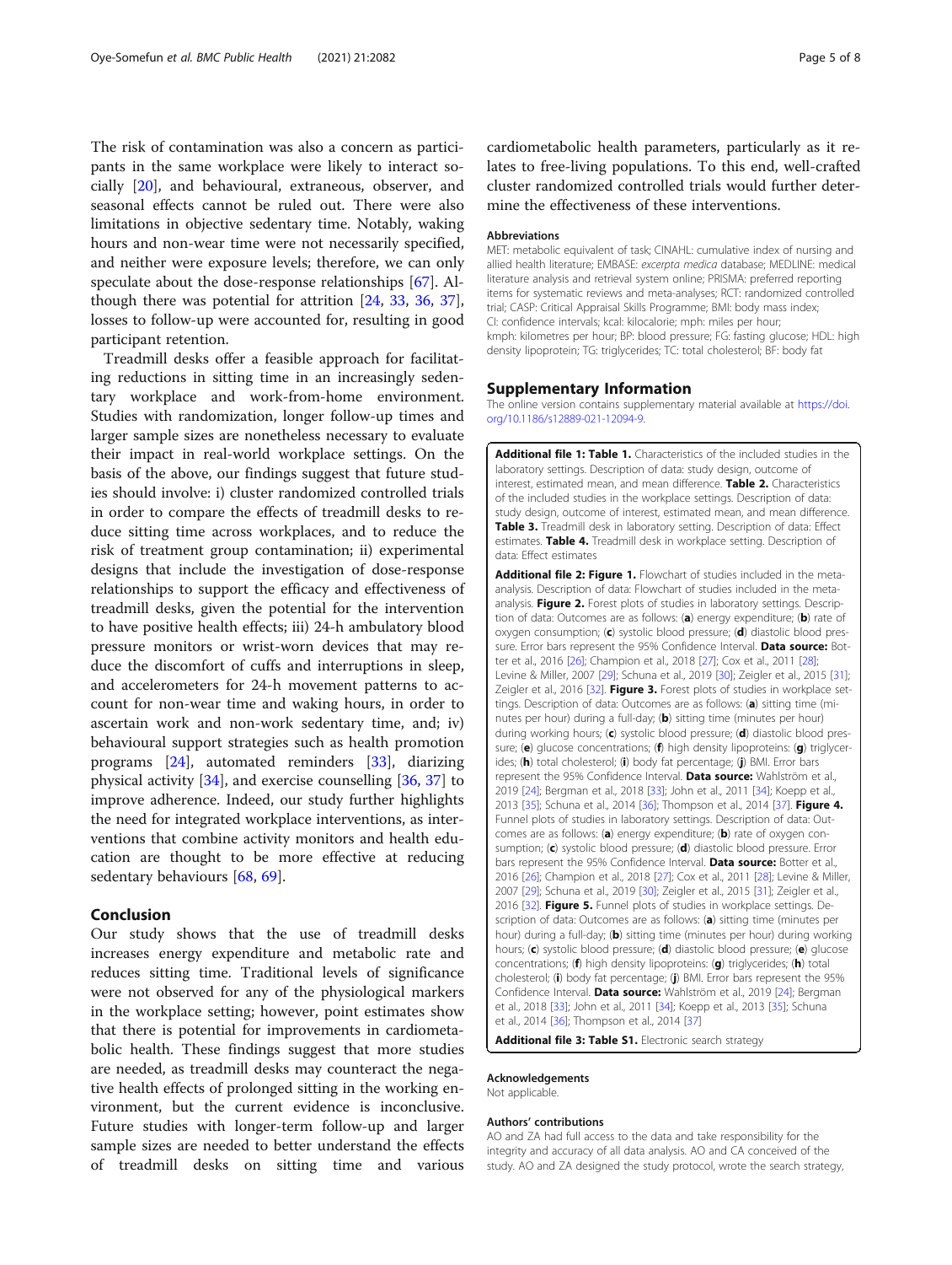The risk of contamination was also a concern as participants in the same workplace were likely to interact socially [20], and behavioural, extraneous, observer, and seasonal effects cannot be ruled out. There were also limitations in objective sedentary time. Notably, waking hours and non-wear time were not necessarily specified, and neither were exposure levels; therefore, we can only speculate about the dose-response relationships [67]. Although there was potential for attrition [24, 33, 36, 37], losses to follow-up were accounted for, resulting in good participant retention.

Treadmill desks offer a feasible approach for facilitating reductions in sitting time in an increasingly sedentary workplace and work-from-home environment. Studies with randomization, longer follow-up times and larger sample sizes are nonetheless necessary to evaluate their impact in real-world workplace settings. On the basis of the above, our findings suggest that future studies should involve: i) cluster randomized controlled trials in order to compare the effects of treadmill desks to reduce sitting time across workplaces, and to reduce the risk of treatment group contamination; ii) experimental designs that include the investigation of dose-response relationships to support the efficacy and effectiveness of treadmill desks, given the potential for the intervention to have positive health effects; iii) 24-h ambulatory blood pressure monitors or wrist-worn devices that may reduce the discomfort of cuffs and interruptions in sleep, and accelerometers for 24-h movement patterns to account for non-wear time and waking hours, in order to ascertain work and non-work sedentary time, and; iv) behavioural support strategies such as health promotion programs [24], automated reminders [33], diarizing physical activity [34], and exercise counselling [36, 37] to improve adherence. Indeed, our study further highlights the need for integrated workplace interventions, as interventions that combine activity monitors and health education are thought to be more effective at reducing sedentary behaviours [68, 69].

## Conclusion

Our study shows that the use of treadmill desks increases energy expenditure and metabolic rate and reduces sitting time. Traditional levels of significance were not observed for any of the physiological markers in the workplace setting; however, point estimates show that there is potential for improvements in cardiometabolic health. These findings suggest that more studies are needed, as treadmill desks may counteract the negative health effects of prolonged sitting in the working environment, but the current evidence is inconclusive. Future studies with longer-term follow-up and larger sample sizes are needed to better understand the effects of treadmill desks on sitting time and various cardiometabolic health parameters, particularly as it relates to free-living populations. To this end, well-crafted cluster randomized controlled trials would further determine the effectiveness of these interventions.

### Abbreviations

MET: metabolic equivalent of task; CINAHL: cumulative index of nursing and allied health literature; EMBASE: *excerpta medica* database; MEDLINE: medical literature analysis and retrieval system online; PRISMA: preferred reporting items for systematic reviews and meta-analyses; RCT: randomized controlled trial; CASP: Critical Appraisal Skills Programme; BMI: body mass index; CI: confidence intervals; kcal: kilocalorie; mph: miles per hour; kmph: kilometres per hour; BP: blood pressure; FG: fasting glucose; HDL: high density lipoprotein; TG: triglycerides; TC: total cholesterol; BF: body fat

## Supplementary Information

The online version contains supplementary material available at https://doi.org/10.1186/s12889-021-12094-9.

**Additional file 1: Table 1.** Characteristics of the included studies in the laboratory settings. Description of data: study design, outcome of interest, estimated mean, and mean difference. **Table 2.** Characteristics of the included studies in the workplace settings. Description of data: study design, outcome of interest, estimated mean, and mean difference. **Table 3.** Treadmill desk in laboratory setting. Description of data: Effect estimates. **Table 4.** Treadmill desk in workplace setting. Description of data: Effect estimates

**Additional file 2: Figure 1.** Flowchart of studies included in the meta-analysis. Description of data: Flowchart of studies included in the meta-analysis. **Figure 2.** Forest plots of studies in laboratory settings. Description of data: Outcomes are as follows: (**a**) energy expenditure; (**b**) rate of oxygen consumption; (**c**) systolic blood pressure; (**d**) diastolic blood pressure. Error bars represent the 95% Confidence Interval. **Data source:** Botter et al., 2016 [26]; Champion et al., 2018 [27]; Cox et al., 2011 [28]; Levine & Miller, 2007 [29]; Schuna et al., 2019 [30]; Zeigler et al., 2015 [31]; Zeigler et al., 2016 [32]. **Figure 3.** Forest plots of studies in workplace settings. Description of data: Outcomes are as follows: (**a**) sitting time (minutes per hour) during a full-day; (**b**) sitting time (minutes per hour) during working hours; (**c**) systolic blood pressure; (**d**) diastolic blood pressure; (**e**) glucose concentrations; (**f**) high density lipoproteins: (**g**) triglycerides; (**h**) total cholesterol; (**i**) body fat percentage; (**j**) BMI. Error bars represent the 95% Confidence Interval. **Data source:** Wahlström et al., 2019 [24]; Bergman et al., 2018 [33]; John et al., 2011 [34]; Koepp et al., 2013 [35]; Schuna et al., 2014 [36]; Thompson et al., 2014 [37]. **Figure 4.** Funnel plots of studies in laboratory settings. Description of data: Outcomes are as follows: (**a**) energy expenditure; (**b**) rate of oxygen consumption; (**c**) systolic blood pressure; (**d**) diastolic blood pressure. Error bars represent the 95% Confidence Interval. **Data source:** Botter et al., 2016 [26]; Champion et al., 2018 [27]; Cox et al., 2011 [28]; Levine & Miller, 2007 [29]; Schuna et al., 2019 [30]; Zeigler et al., 2015 [31]; Zeigler et al., 2016 [32]. **Figure 5.** Funnel plots of studies in workplace settings. Description of data: Outcomes are as follows: (**a**) sitting time (minutes per hour) during a full-day; (**b**) sitting time (minutes per hour) during working hours; (**c**) systolic blood pressure; (**d**) diastolic blood pressure; (**e**) glucose concentrations; (**f**) high density lipoproteins: (**g**) triglycerides; (**h**) total cholesterol; (**i**) body fat percentage; (**j**) BMI. Error bars represent the 95% Confidence Interval. **Data source:** Wahlström et al., 2019 [24]; Bergman et al., 2018 [33]; John et al., 2011 [34]; Koepp et al., 2013 [35]; Schuna et al., 2014 [36]; Thompson et al., 2014 [37]

**Additional file 3: Table S1.** Electronic search strategy

### Acknowledgements

Not applicable.

### Authors' contributions

AO and ZA had full access to the data and take responsibility for the integrity and accuracy of all data analysis. AO and CA conceived of the study. AO and ZA designed the study protocol, wrote the search strategy,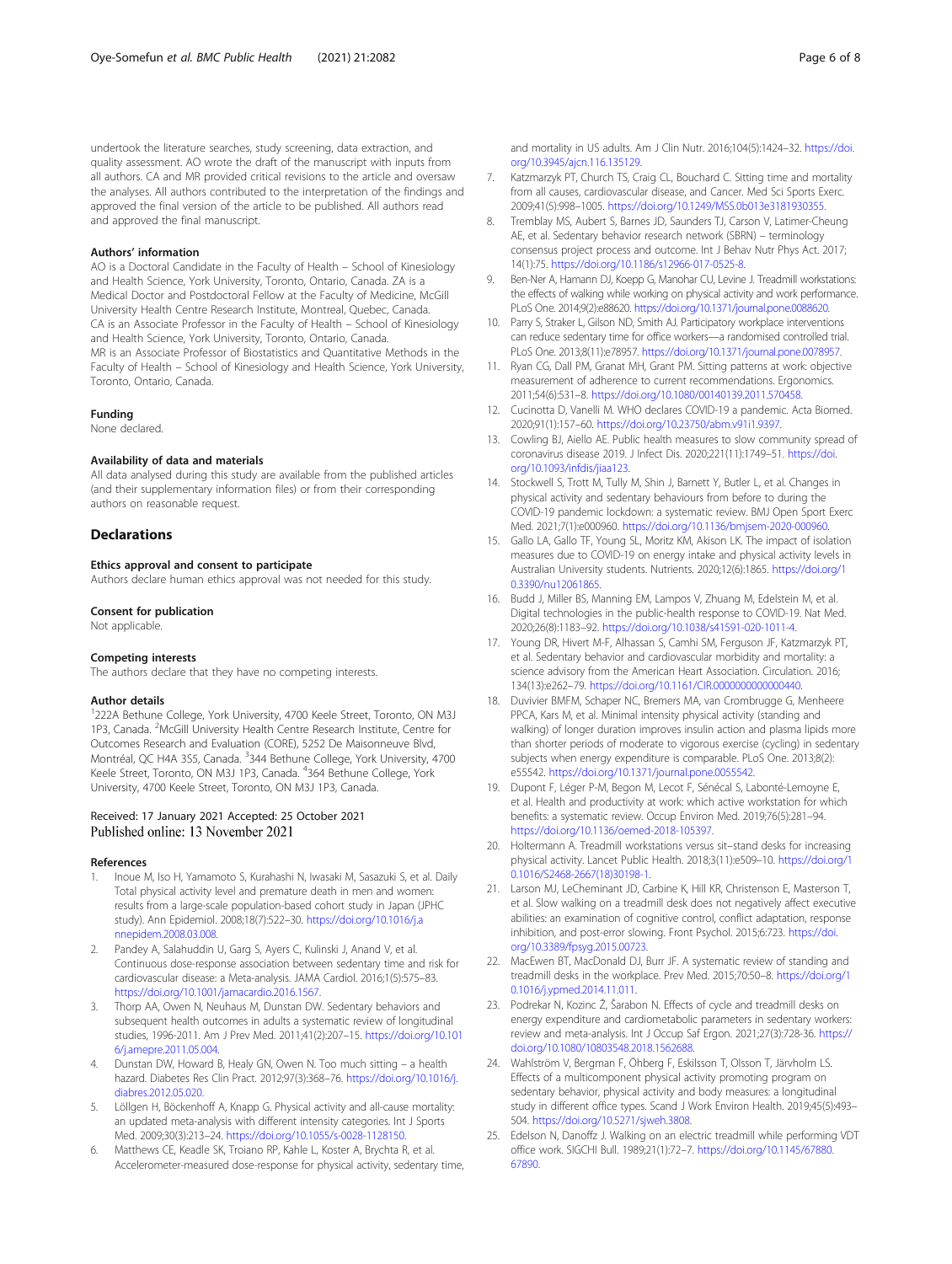undertook the literature searches, study screening, data extraction, and quality assessment. AO wrote the draft of the manuscript with inputs from all authors. CA and MR provided critical revisions to the article and oversaw the analyses. All authors contributed to the interpretation of the findings and approved the final version of the article to be published. All authors read and approved the final manuscript.

### Authors' information

AO is a Doctoral Candidate in the Faculty of Health – School of Kinesiology and Health Science, York University, Toronto, Ontario, Canada. ZA is a Medical Doctor and Postdoctoral Fellow at the Faculty of Medicine, McGill University Health Centre Research Institute, Montreal, Quebec, Canada. CA is an Associate Professor in the Faculty of Health – School of Kinesiology and Health Science, York University, Toronto, Ontario, Canada. MR is an Associate Professor of Biostatistics and Quantitative Methods in the Faculty of Health – School of Kinesiology and Health Science, York University, Toronto, Ontario, Canada.

### Funding

None declared.

### Availability of data and materials

All data analysed during this study are available from the published articles (and their supplementary information files) or from their corresponding authors on reasonable request.

## Declarations

### Ethics approval and consent to participate

Authors declare human ethics approval was not needed for this study.

### Consent for publication

Not applicable.

### Competing interests

The authors declare that they have no competing interests.

### Author details

[1]222A Bethune College, York University, 4700 Keele Street, Toronto, ON M3J 1P3, Canada. [2]McGill University Health Centre Research Institute, Centre for Outcomes Research and Evaluation (CORE), 5252 De Maisonneuve Blvd, Montréal, QC H4A 3S5, Canada. [3]344 Bethune College, York University, 4700 Keele Street, Toronto, ON M3J 1P3, Canada. [4]364 Bethune College, York University, 4700 Keele Street, Toronto, ON M3J 1P3, Canada.

Received: 17 January 2021 Accepted: 25 October 2021
Published online: 13 November 2021

### References

1. Inoue M, Iso H, Yamamoto S, Kurahashi N, Iwasaki M, Sasazuki S, et al. Daily Total physical activity level and premature death in men and women: results from a large-scale population-based cohort study in Japan (JPHC study). Ann Epidemiol. 2008;18(7):522–30. https://doi.org/10.1016/j.annepidem.2008.03.008.
2. Pandey A, Salahuddin U, Garg S, Ayers C, Kulinski J, Anand V, et al. Continuous dose-response association between sedentary time and risk for cardiovascular disease: a Meta-analysis. JAMA Cardiol. 2016;1(5):575–83. https://doi.org/10.1001/jamacardio.2016.1567.
3. Thorp AA, Owen N, Neuhaus M, Dunstan DW. Sedentary behaviors and subsequent health outcomes in adults a systematic review of longitudinal studies, 1996-2011. Am J Prev Med. 2011;41(2):207–15. https://doi.org/10.1016/j.amepre.2011.05.004.
4. Dunstan DW, Howard B, Healy GN, Owen N. Too much sitting – a health hazard. Diabetes Res Clin Pract. 2012;97(3):368–76. https://doi.org/10.1016/j.diabres.2012.05.020.
5. Löllgen H, Böckenhoff A, Knapp G. Physical activity and all-cause mortality: an updated meta-analysis with different intensity categories. Int J Sports Med. 2009;30(3):213–24. https://doi.org/10.1055/s-0028-1128150.
6. Matthews CE, Keadle SK, Troiano RP, Kahle L, Koster A, Brychta R, et al. Accelerometer-measured dose-response for physical activity, sedentary time, and mortality in US adults. Am J Clin Nutr. 2016;104(5):1424–32. https://doi.org/10.3945/ajcn.116.135129.
7. Katzmarzyk PT, Church TS, Craig CL, Bouchard C. Sitting time and mortality from all causes, cardiovascular disease, and Cancer. Med Sci Sports Exerc. 2009;41(5):998–1005. https://doi.org/10.1249/MSS.0b013e3181930355.
8. Tremblay MS, Aubert S, Barnes JD, Saunders TJ, Carson V, Latimer-Cheung AE, et al. Sedentary behavior research network (SBRN) – terminology consensus project process and outcome. Int J Behav Nutr Phys Act. 2017;14(1):75. https://doi.org/10.1186/s12966-017-0525-8.
9. Ben-Ner A, Hamann DJ, Koepp G, Manohar CU, Levine J. Treadmill workstations: the effects of walking while working on physical activity and work performance. PLoS One. 2014;9(2):e88620. https://doi.org/10.1371/journal.pone.0088620.
10. Parry S, Straker L, Gilson ND, Smith AJ. Participatory workplace interventions can reduce sedentary time for office workers—a randomised controlled trial. PLoS One. 2013;8(11):e78957. https://doi.org/10.1371/journal.pone.0078957.
11. Ryan CG, Dall PM, Granat MH, Grant PM. Sitting patterns at work: objective measurement of adherence to current recommendations. Ergonomics. 2011;54(6):531–8. https://doi.org/10.1080/00140139.2011.570458.
12. Cucinotta D, Vanelli M. WHO declares COVID-19 a pandemic. Acta Biomed. 2020;91(1):157–60. https://doi.org/10.23750/abm.v91i1.9397.
13. Cowling BJ, Aiello AE. Public health measures to slow community spread of coronavirus disease 2019. J Infect Dis. 2020;221(11):1749–51. https://doi.org/10.1093/infdis/jiaa123.
14. Stockwell S, Trott M, Tully M, Shin J, Barnett Y, Butler L, et al. Changes in physical activity and sedentary behaviours from before to during the COVID-19 pandemic lockdown: a systematic review. BMJ Open Sport Exerc Med. 2021;7(1):e000960. https://doi.org/10.1136/bmjsem-2020-000960.
15. Gallo LA, Gallo TF, Young SL, Moritz KM, Akison LK. The impact of isolation measures due to COVID-19 on energy intake and physical activity levels in Australian University students. Nutrients. 2020;12(6):1865. https://doi.org/10.3390/nu12061865.
16. Budd J, Miller BS, Manning EM, Lampos V, Zhuang M, Edelstein M, et al. Digital technologies in the public-health response to COVID-19. Nat Med. 2020;26(8):1183–92. https://doi.org/10.1038/s41591-020-1011-4.
17. Young DR, Hivert M-F, Alhassan S, Camhi SM, Ferguson JF, Katzmarzyk PT, et al. Sedentary behavior and cardiovascular morbidity and mortality: a science advisory from the American Heart Association. Circulation. 2016;134(13):e262–79. https://doi.org/10.1161/CIR.0000000000000440.
18. Duvivier BMFM, Schaper NC, Bremers MA, van Crombrugge G, Menheere PPCA, Kars M, et al. Minimal intensity physical activity (standing and walking) of longer duration improves insulin action and plasma lipids more than shorter periods of moderate to vigorous exercise (cycling) in sedentary subjects when energy expenditure is comparable. PLoS One. 2013;8(2):e55542. https://doi.org/10.1371/journal.pone.0055542.
19. Dupont F, Léger P-M, Begon M, Lecot F, Sénécal S, Labonté-Lemoyne E, et al. Health and productivity at work: which active workstation for which benefits: a systematic review. Occup Environ Med. 2019;76(5):281–94. https://doi.org/10.1136/oemed-2018-105397.
20. Holtermann A. Treadmill workstations versus sit–stand desks for increasing physical activity. Lancet Public Health. 2018;3(11):e509–10. https://doi.org/10.1016/S2468-2667(18)30198-1.
21. Larson MJ, LeCheminant JD, Carbine K, Hill KR, Christenson E, Masterson T, et al. Slow walking on a treadmill desk does not negatively affect executive abilities: an examination of cognitive control, conflict adaptation, response inhibition, and post-error slowing. Front Psychol. 2015;6:723. https://doi.org/10.3389/fpsyg.2015.00723.
22. MacEwen BT, MacDonald DJ, Burr JF. A systematic review of standing and treadmill desks in the workplace. Prev Med. 2015;70:50–8. https://doi.org/10.1016/j.ypmed.2014.11.011.
23. Podrekar N, Kozinc Ž, Šarabon N. Effects of cycle and treadmill desks on energy expenditure and cardiometabolic parameters in sedentary workers: review and meta-analysis. Int J Occup Saf Ergon. 2021;27(3):728-36. https://doi.org/10.1080/10803548.2018.1562688.
24. Wahlström V, Bergman F, Öhberg F, Eskilsson T, Olsson T, Järvholm LS. Effects of a multicomponent physical activity promoting program on sedentary behavior, physical activity and body measures: a longitudinal study in different office types. Scand J Work Environ Health. 2019;45(5):493–504. https://doi.org/10.5271/sjweh.3808.
25. Edelson N, Danoffz J. Walking on an electric treadmill while performing VDT office work. SIGCHI Bull. 1989;21(1):72–7. https://doi.org/10.1145/67880.67890.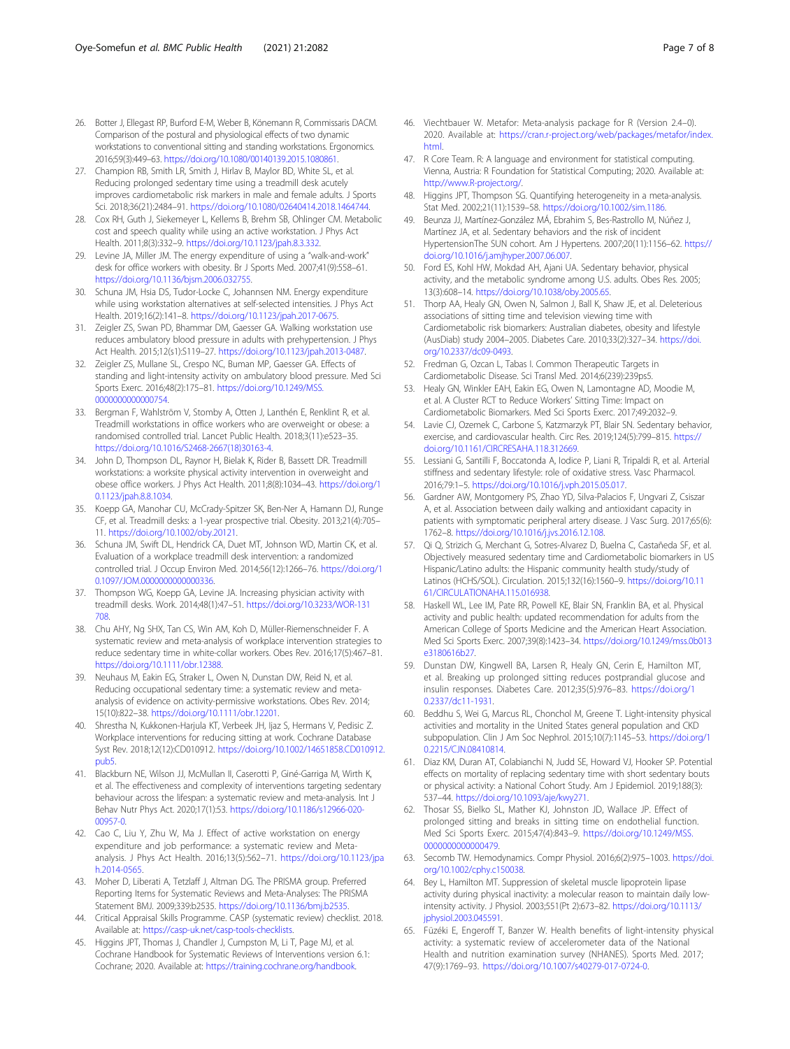26. Botter J, Ellegast RP, Burford E-M, Weber B, Könemann R, Commissaris DACM. Comparison of the postural and physiological effects of two dynamic workstations to conventional sitting and standing workstations. Ergonomics. 2016;59(3):449–63. https://doi.org/10.1080/00140139.2015.1080861.
27. Champion RB, Smith LR, Smith J, Hirlav B, Maylor BD, White SL, et al. Reducing prolonged sedentary time using a treadmill desk acutely improves cardiometabolic risk markers in male and female adults. J Sports Sci. 2018;36(21):2484–91. https://doi.org/10.1080/02640414.2018.1464744.
28. Cox RH, Guth J, Siekemeyer L, Kellems B, Brehm SB, Ohlinger CM. Metabolic cost and speech quality while using an active workstation. J Phys Act Health. 2011;8(3):332–9. https://doi.org/10.1123/jpah.8.3.332.
29. Levine JA, Miller JM. The energy expenditure of using a "walk-and-work" desk for office workers with obesity. Br J Sports Med. 2007;41(9):558–61. https://doi.org/10.1136/bjsm.2006.032755.
30. Schuna JM, Hsia DS, Tudor-Locke C, Johannsen NM. Energy expenditure while using workstation alternatives at self-selected intensities. J Phys Act Health. 2019;16(2):141–8. https://doi.org/10.1123/jpah.2017-0675.
31. Zeigler ZS, Swan PD, Bhammar DM, Gaesser GA. Walking workstation use reduces ambulatory blood pressure in adults with prehypertension. J Phys Act Health. 2015;12(s1):S119–27. https://doi.org/10.1123/jpah.2013-0487.
32. Zeigler ZS, Mullane SL, Crespo NC, Buman MP, Gaesser GA. Effects of standing and light-intensity activity on ambulatory blood pressure. Med Sci Sports Exerc. 2016;48(2):175–81. https://doi.org/10.1249/MSS.0000000000000754.
33. Bergman F, Wahlström V, Stomby A, Otten J, Lanthén E, Renklint R, et al. Treadmill workstations in office workers who are overweight or obese: a randomised controlled trial. Lancet Public Health. 2018;3(11):e523–35. https://doi.org/10.1016/S2468-2667(18)30163-4.
34. John D, Thompson DL, Raynor H, Bielak K, Rider B, Bassett DR. Treadmill workstations: a worksite physical activity intervention in overweight and obese office workers. J Phys Act Health. 2011;8(8):1034–43. https://doi.org/10.1123/jpah.8.8.1034.
35. Koepp GA, Manohar CU, McCrady-Spitzer SK, Ben-Ner A, Hamann DJ, Runge CF, et al. Treadmill desks: a 1-year prospective trial. Obesity. 2013;21(4):705–11. https://doi.org/10.1002/oby.20121.
36. Schuna JM, Swift DL, Hendrick CA, Duet MT, Johnson WD, Martin CK, et al. Evaluation of a workplace treadmill desk intervention: a randomized controlled trial. J Occup Environ Med. 2014;56(12):1266–76. https://doi.org/10.1097/JOM.0000000000000336.
37. Thompson WG, Koepp GA, Levine JA. Increasing physician activity with treadmill desks. Work. 2014;48(1):47–51. https://doi.org/10.3233/WOR-131708.
38. Chu AHY, Ng SHX, Tan CS, Win AM, Koh D, Müller-Riemenschneider F. A systematic review and meta-analysis of workplace intervention strategies to reduce sedentary time in white-collar workers. Obes Rev. 2016;17(5):467–81. https://doi.org/10.1111/obr.12388.
39. Neuhaus M, Eakin EG, Straker L, Owen N, Dunstan DW, Reid N, et al. Reducing occupational sedentary time: a systematic review and meta-analysis of evidence on activity-permissive workstations. Obes Rev. 2014;15(10):822–38. https://doi.org/10.1111/obr.12201.
40. Shrestha N, Kukkonen-Harjula KT, Verbeek JH, Ijaz S, Hermans V, Pedisic Z. Workplace interventions for reducing sitting at work. Cochrane Database Syst Rev. 2018;12(12):CD010912. https://doi.org/10.1002/14651858.CD010912.pub5.
41. Blackburn NE, Wilson JJ, McMullan II, Caserotti P, Giné-Garriga M, Wirth K, et al. The effectiveness and complexity of interventions targeting sedentary behaviour across the lifespan: a systematic review and meta-analysis. Int J Behav Nutr Phys Act. 2020;17(1):53. https://doi.org/10.1186/s12966-020-00957-0.
42. Cao C, Liu Y, Zhu W, Ma J. Effect of active workstation on energy expenditure and job performance: a systematic review and Meta-analysis. J Phys Act Health. 2016;13(5):562–71. https://doi.org/10.1123/jpah.2014-0565.
43. Moher D, Liberati A, Tetzlaff J, Altman DG. The PRISMA group. Preferred Reporting Items for Systematic Reviews and Meta-Analyses: The PRISMA Statement BMJ. 2009;339:b2535. https://doi.org/10.1136/bmj.b2535.
44. Critical Appraisal Skills Programme. CASP (systematic review) checklist. 2018. Available at: https://casp-uk.net/casp-tools-checklists.
45. Higgins JPT, Thomas J, Chandler J, Cumpston M, Li T, Page MJ, et al. Cochrane Handbook for Systematic Reviews of Interventions version 6.1: Cochrane; 2020. Available at: https://training.cochrane.org/handbook.
46. Viechtbauer W. Metafor: Meta-analysis package for R (Version 2.4–0). 2020. Available at: https://cran.r-project.org/web/packages/metafor/index.html.
47. R Core Team. R: A language and environment for statistical computing. Vienna, Austria: R Foundation for Statistical Computing; 2020. Available at: http://www.R-project.org/.
48. Higgins JPT, Thompson SG. Quantifying heterogeneity in a meta-analysis. Stat Med. 2002;21(11):1539–58. https://doi.org/10.1002/sim.1186.
49. Beunza JJ, Martínez-González MÁ, Ebrahim S, Bes-Rastrollo M, Núñez J, Martínez JA, et al. Sedentary behaviors and the risk of incident HypertensionThe SUN cohort. Am J Hypertens. 2007;20(11):1156–62. https://doi.org/10.1016/j.amjhyper.2007.06.007.
50. Ford ES, Kohl HW, Mokdad AH, Ajani UA. Sedentary behavior, physical activity, and the metabolic syndrome among U.S. adults. Obes Res. 2005;13(3):608–14. https://doi.org/10.1038/oby.2005.65.
51. Thorp AA, Healy GN, Owen N, Salmon J, Ball K, Shaw JE, et al. Deleterious associations of sitting time and television viewing time with Cardiometabolic risk biomarkers: Australian diabetes, obesity and lifestyle (AusDiab) study 2004–2005. Diabetes Care. 2010;33(2):327–34. https://doi.org/10.2337/dc09-0493.
52. Fredman G, Ozcan L, Tabas I. Common Therapeutic Targets in Cardiometabolic Disease. Sci Transl Med. 2014;6(239):239ps5.
53. Healy GN, Winkler EAH, Eakin EG, Owen N, Lamontagne AD, Moodie M, et al. A Cluster RCT to Reduce Workers' Sitting Time: Impact on Cardiometabolic Biomarkers. Med Sci Sports Exerc. 2017;49:2032–9.
54. Lavie CJ, Ozemek C, Carbone S, Katzmarzyk PT, Blair SN. Sedentary behavior, exercise, and cardiovascular health. Circ Res. 2019;124(5):799–815. https://doi.org/10.1161/CIRCRESAHA.118.312669.
55. Lessiani G, Santilli F, Boccatonda A, Iodice P, Liani R, Tripaldi R, et al. Arterial stiffness and sedentary lifestyle: role of oxidative stress. Vasc Pharmacol. 2016;79:1–5. https://doi.org/10.1016/j.vph.2015.05.017.
56. Gardner AW, Montgomery PS, Zhao YD, Silva-Palacios F, Ungvari Z, Csiszar A, et al. Association between daily walking and antioxidant capacity in patients with symptomatic peripheral artery disease. J Vasc Surg. 2017;65(6):1762–8. https://doi.org/10.1016/j.jvs.2016.12.108.
57. Qi Q, Strizich G, Merchant G, Sotres-Alvarez D, Buelna C, Castañeda SF, et al. Objectively measured sedentary time and Cardiometabolic biomarkers in US Hispanic/Latino adults: the Hispanic community health study/study of Latinos (HCHS/SOL). Circulation. 2015;132(16):1560–9. https://doi.org/10.1161/CIRCULATIONAHA.115.016938.
58. Haskell WL, Lee IM, Pate RR, Powell KE, Blair SN, Franklin BA, et al. Physical activity and public health: updated recommendation for adults from the American College of Sports Medicine and the American Heart Association. Med Sci Sports Exerc. 2007;39(8):1423–34. https://doi.org/10.1249/mss.0b013e3180616b27.
59. Dunstan DW, Kingwell BA, Larsen R, Healy GN, Cerin E, Hamilton MT, et al. Breaking up prolonged sitting reduces postprandial glucose and insulin responses. Diabetes Care. 2012;35(5):976–83. https://doi.org/10.2337/dc11-1931.
60. Beddhu S, Wei G, Marcus RL, Chonchol M, Greene T. Light-intensity physical activities and mortality in the United States general population and CKD subpopulation. Clin J Am Soc Nephrol. 2015;10(7):1145–53. https://doi.org/10.2215/CJN.08410814.
61. Diaz KM, Duran AT, Colabianchi N, Judd SE, Howard VJ, Hooker SP. Potential effects on mortality of replacing sedentary time with short sedentary bouts or physical activity: a National Cohort Study. Am J Epidemiol. 2019;188(3):537–44. https://doi.org/10.1093/aje/kwy271.
62. Thosar SS, Bielko SL, Mather KJ, Johnston JD, Wallace JP. Effect of prolonged sitting and breaks in sitting time on endothelial function. Med Sci Sports Exerc. 2015;47(4):843–9. https://doi.org/10.1249/MSS.0000000000000479.
63. Secomb TW. Hemodynamics. Compr Physiol. 2016;6(2):975–1003. https://doi.org/10.1002/cphy.c150038.
64. Bey L, Hamilton MT. Suppression of skeletal muscle lipoprotein lipase activity during physical inactivity: a molecular reason to maintain daily low-intensity activity. J Physiol. 2003;551(Pt 2):673–82. https://doi.org/10.1113/jphysiol.2003.045591.
65. Füzéki E, Engeroff T, Banzer W. Health benefits of light-intensity physical activity: a systematic review of accelerometer data of the National Health and nutrition examination survey (NHANES). Sports Med. 2017;47(9):1769–93. https://doi.org/10.1007/s40279-017-0724-0.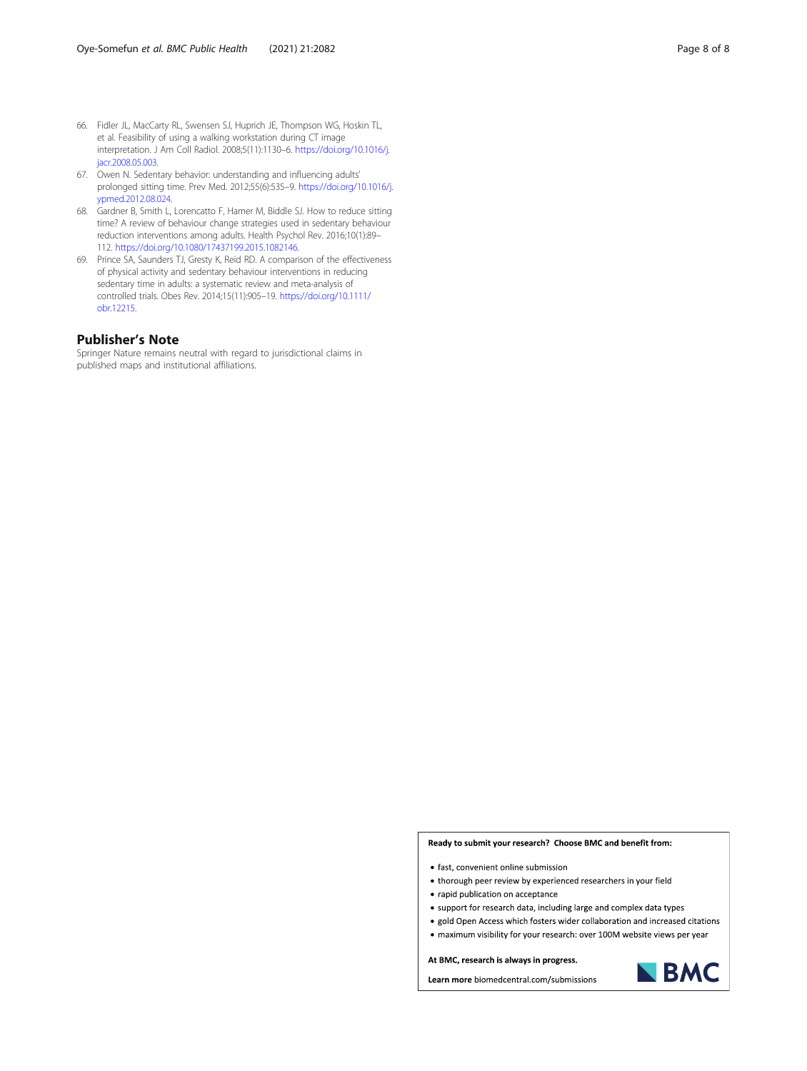66. Fidler JL, MacCarty RL, Swensen SJ, Huprich JE, Thompson WG, Hoskin TL, et al. Feasibility of using a walking workstation during CT image interpretation. J Am Coll Radiol. 2008;5(11):1130–6. https://doi.org/10.1016/j.jacr.2008.05.003.
67. Owen N. Sedentary behavior: understanding and influencing adults' prolonged sitting time. Prev Med. 2012;55(6):535–9. https://doi.org/10.1016/j.ypmed.2012.08.024.
68. Gardner B, Smith L, Lorencatto F, Hamer M, Biddle SJ. How to reduce sitting time? A review of behaviour change strategies used in sedentary behaviour reduction interventions among adults. Health Psychol Rev. 2016;10(1):89–112. https://doi.org/10.1080/17437199.2015.1082146.
69. Prince SA, Saunders TJ, Gresty K, Reid RD. A comparison of the effectiveness of physical activity and sedentary behaviour interventions in reducing sedentary time in adults: a systematic review and meta-analysis of controlled trials. Obes Rev. 2014;15(11):905–19. https://doi.org/10.1111/obr.12215.

## Publisher's Note

Springer Nature remains neutral with regard to jurisdictional claims in published maps and institutional affiliations.

**Ready to submit your research? Choose BMC and benefit from:**

- fast, convenient online submission
- thorough peer review by experienced researchers in your field
- rapid publication on acceptance
- support for research data, including large and complex data types
- gold Open Access which fosters wider collaboration and increased citations
- maximum visibility for your research: over 100M website views per year

**At BMC, research is always in progress.**

**Learn more** biomedcentral.com/submissions

BMC